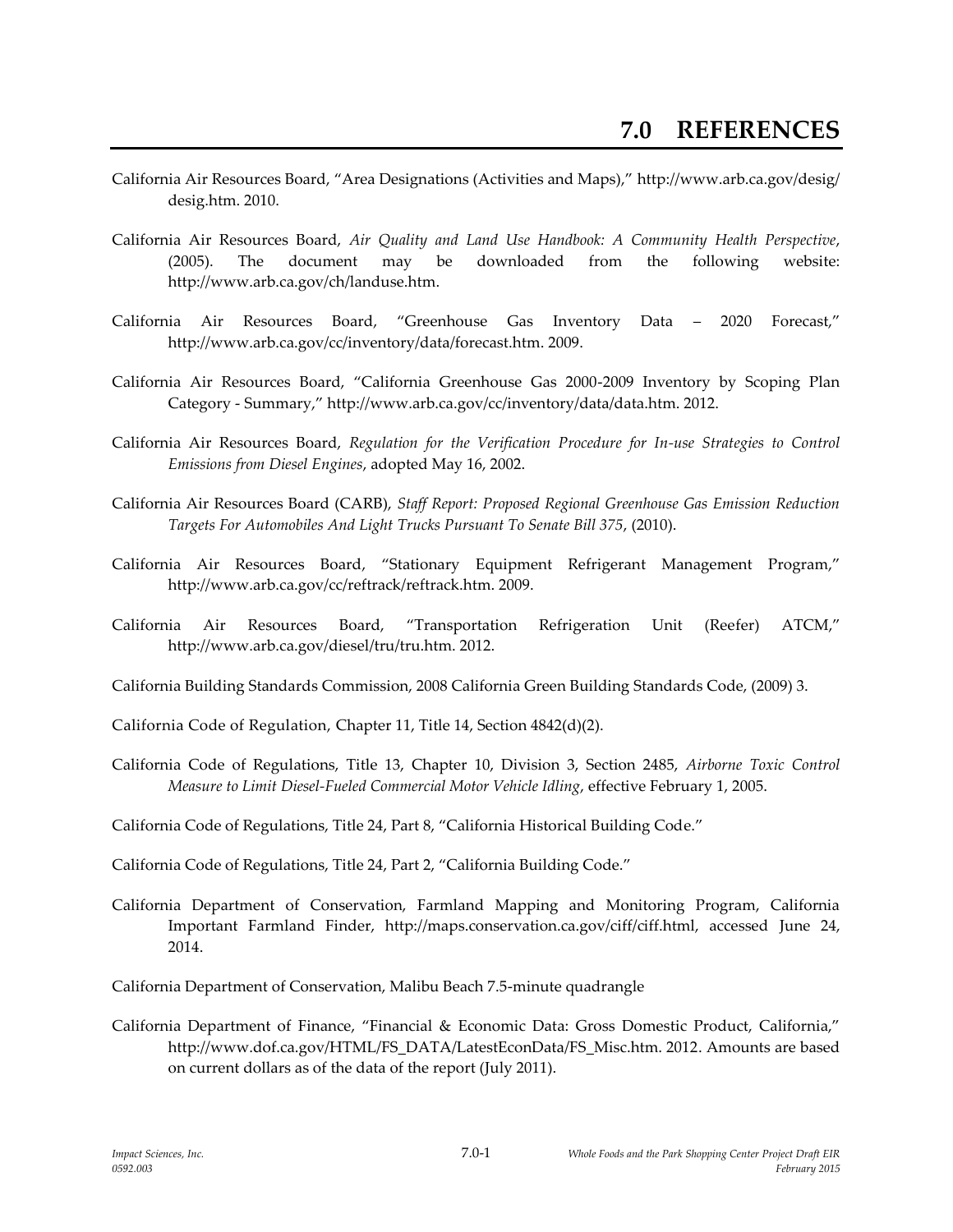# 7.0 REFERENCES

California Air Resources Board, "Area Designations (Activities and Maps)," http://www.arb.ca.gov/desig/desig.htm. 2010.

California Air Resources Board, *Air Quality and Land Use Handbook: A Community Health Perspective*, (2005). The document may be downloaded from the following website: http://www.arb.ca.gov/ch/landuse.htm.

California Air Resources Board, "Greenhouse Gas Inventory Data – 2020 Forecast," http://www.arb.ca.gov/cc/inventory/data/forecast.htm. 2009.

California Air Resources Board, "California Greenhouse Gas 2000-2009 Inventory by Scoping Plan Category - Summary," http://www.arb.ca.gov/cc/inventory/data/data.htm. 2012.

California Air Resources Board, *Regulation for the Verification Procedure for In-use Strategies to Control Emissions from Diesel Engines*, adopted May 16, 2002.

California Air Resources Board (CARB), *Staff Report: Proposed Regional Greenhouse Gas Emission Reduction Targets For Automobiles And Light Trucks Pursuant To Senate Bill 375*, (2010).

California Air Resources Board, "Stationary Equipment Refrigerant Management Program," http://www.arb.ca.gov/cc/reftrack/reftrack.htm. 2009.

California Air Resources Board, "Transportation Refrigeration Unit (Reefer) ATCM," http://www.arb.ca.gov/diesel/tru/tru.htm. 2012.

California Building Standards Commission, 2008 California Green Building Standards Code, (2009) 3.

California Code of Regulation, Chapter 11, Title 14, Section 4842(d)(2).

California Code of Regulations, Title 13, Chapter 10, Division 3, Section 2485, *Airborne Toxic Control Measure to Limit Diesel-Fueled Commercial Motor Vehicle Idling*, effective February 1, 2005.

California Code of Regulations, Title 24, Part 8, "California Historical Building Code."

California Code of Regulations, Title 24, Part 2, "California Building Code."

California Department of Conservation, Farmland Mapping and Monitoring Program, California Important Farmland Finder, http://maps.conservation.ca.gov/ciff/ciff.html, accessed June 24, 2014.

California Department of Conservation, Malibu Beach 7.5-minute quadrangle

California Department of Finance, "Financial & Economic Data: Gross Domestic Product, California," http://www.dof.ca.gov/HTML/FS_DATA/LatestEconData/FS_Misc.htm. 2012. Amounts are based on current dollars as of the data of the report (July 2011).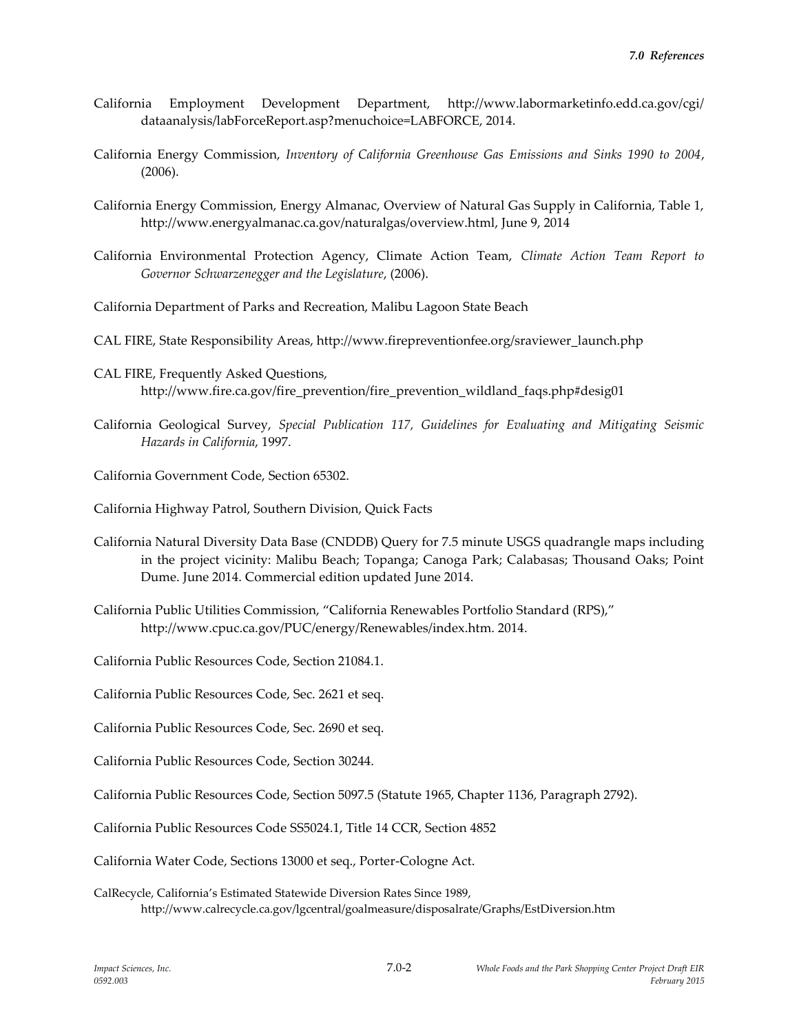California Employment Development Department, http://www.labormarketinfo.edd.ca.gov/cgi/dataanalysis/labForceReport.asp?menuchoice=LABFORCE, 2014.

California Energy Commission, *Inventory of California Greenhouse Gas Emissions and Sinks 1990 to 2004*, (2006).

California Energy Commission, Energy Almanac, Overview of Natural Gas Supply in California, Table 1, http://www.energyalmanac.ca.gov/naturalgas/overview.html, June 9, 2014

California Environmental Protection Agency, Climate Action Team, *Climate Action Team Report to Governor Schwarzenegger and the Legislature*, (2006).

California Department of Parks and Recreation, Malibu Lagoon State Beach

CAL FIRE, State Responsibility Areas, http://www.firepreventionfee.org/sraviewer_launch.php

CAL FIRE, Frequently Asked Questions, http://www.fire.ca.gov/fire_prevention/fire_prevention_wildland_faqs.php#desig01

California Geological Survey, *Special Publication 117, Guidelines for Evaluating and Mitigating Seismic Hazards in California*, 1997.

California Government Code, Section 65302.

California Highway Patrol, Southern Division, Quick Facts

California Natural Diversity Data Base (CNDDB) Query for 7.5 minute USGS quadrangle maps including in the project vicinity: Malibu Beach; Topanga; Canoga Park; Calabasas; Thousand Oaks; Point Dume. June 2014. Commercial edition updated June 2014.

California Public Utilities Commission, "California Renewables Portfolio Standard (RPS)," http://www.cpuc.ca.gov/PUC/energy/Renewables/index.htm. 2014.

California Public Resources Code, Section 21084.1.

California Public Resources Code, Sec. 2621 et seq.

California Public Resources Code, Sec. 2690 et seq.

California Public Resources Code, Section 30244.

California Public Resources Code, Section 5097.5 (Statute 1965, Chapter 1136, Paragraph 2792).

California Public Resources Code SS5024.1, Title 14 CCR, Section 4852

California Water Code, Sections 13000 et seq., Porter-Cologne Act.

CalRecycle, California's Estimated Statewide Diversion Rates Since 1989, http://www.calrecycle.ca.gov/lgcentral/goalmeasure/disposalrate/Graphs/EstDiversion.htm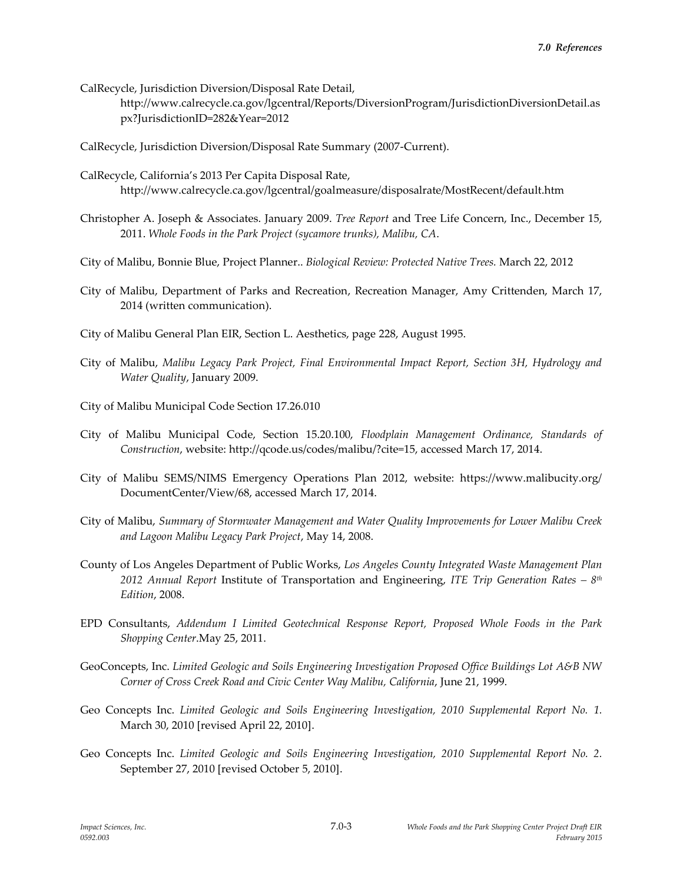CalRecycle, Jurisdiction Diversion/Disposal Rate Detail, http://www.calrecycle.ca.gov/lgcentral/Reports/DiversionProgram/JurisdictionDiversionDetail.aspx?JurisdictionID=282&Year=2012

CalRecycle, Jurisdiction Diversion/Disposal Rate Summary (2007-Current).

CalRecycle, California's 2013 Per Capita Disposal Rate, http://www.calrecycle.ca.gov/lgcentral/goalmeasure/disposalrate/MostRecent/default.htm

Christopher A. Joseph & Associates. January 2009. *Tree Report* and Tree Life Concern, Inc., December 15, 2011. *Whole Foods in the Park Project (sycamore trunks), Malibu, CA*.

City of Malibu, Bonnie Blue, Project Planner.. *Biological Review: Protected Native Trees.* March 22, 2012

City of Malibu, Department of Parks and Recreation, Recreation Manager, Amy Crittenden, March 17, 2014 (written communication).

City of Malibu General Plan EIR, Section L. Aesthetics, page 228, August 1995.

City of Malibu, *Malibu Legacy Park Project, Final Environmental Impact Report, Section 3H, Hydrology and Water Quality*, January 2009.

City of Malibu Municipal Code Section 17.26.010

City of Malibu Municipal Code, Section 15.20.100, *Floodplain Management Ordinance, Standards of Construction*, website: http://qcode.us/codes/malibu/?cite=15, accessed March 17, 2014.

City of Malibu SEMS/NIMS Emergency Operations Plan 2012, website: https://www.malibucity.org/DocumentCenter/View/68, accessed March 17, 2014.

City of Malibu, *Summary of Stormwater Management and Water Quality Improvements for Lower Malibu Creek and Lagoon Malibu Legacy Park Project*, May 14, 2008.

County of Los Angeles Department of Public Works, *Los Angeles County Integrated Waste Management Plan 2012 Annual Report* Institute of Transportation and Engineering, *ITE Trip Generation Rates – 8th Edition*, 2008.

EPD Consultants, *Addendum I Limited Geotechnical Response Report, Proposed Whole Foods in the Park Shopping Center*.May 25, 2011.

GeoConcepts, Inc. *Limited Geologic and Soils Engineering Investigation Proposed Office Buildings Lot A&B NW Corner of Cross Creek Road and Civic Center Way Malibu, California*, June 21, 1999.

Geo Concepts Inc. *Limited Geologic and Soils Engineering Investigation, 2010 Supplemental Report No. 1.* March 30, 2010 [revised April 22, 2010].

Geo Concepts Inc. *Limited Geologic and Soils Engineering Investigation, 2010 Supplemental Report No. 2.* September 27, 2010 [revised October 5, 2010].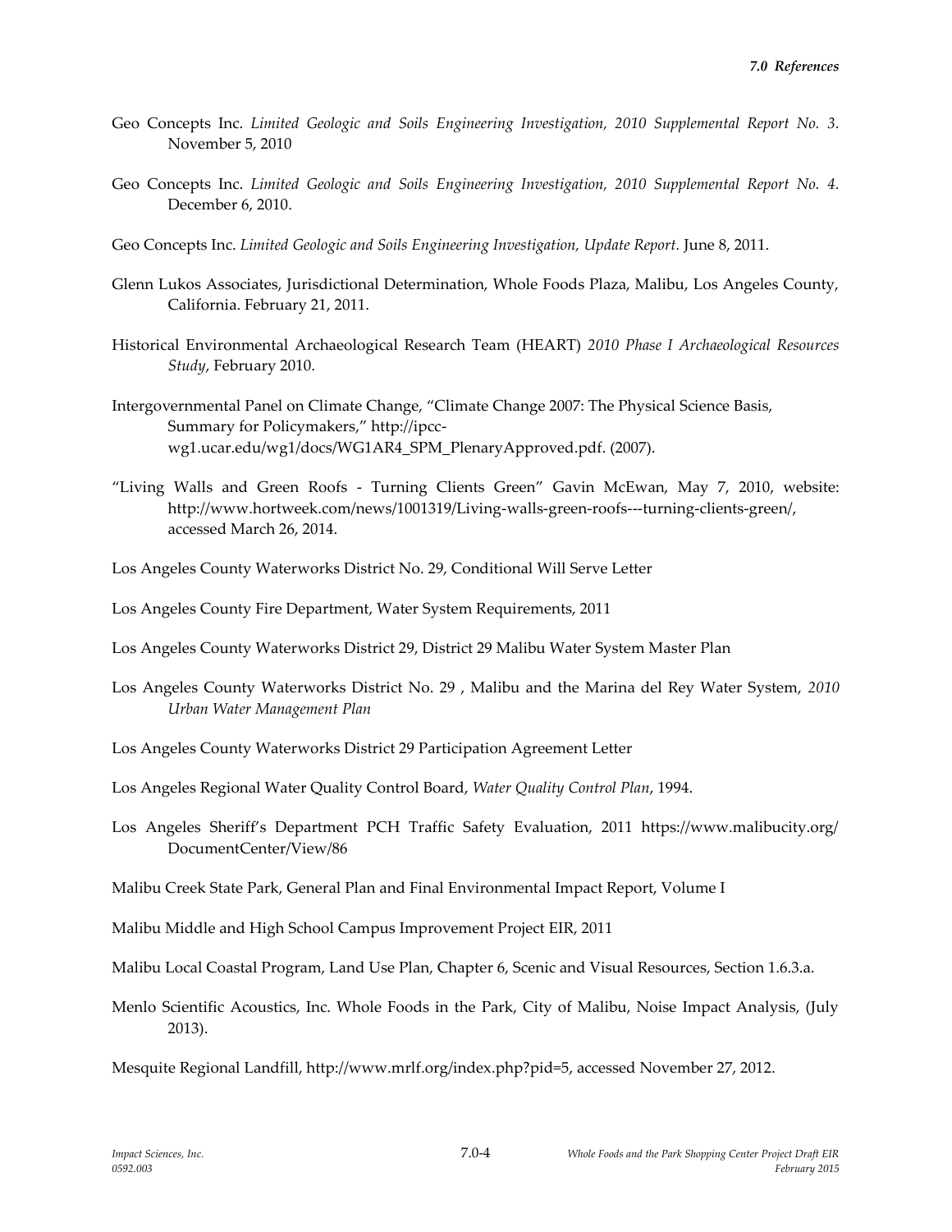Geo Concepts Inc. *Limited Geologic and Soils Engineering Investigation, 2010 Supplemental Report No. 3.* November 5, 2010

Geo Concepts Inc. *Limited Geologic and Soils Engineering Investigation, 2010 Supplemental Report No. 4.* December 6, 2010.

Geo Concepts Inc. *Limited Geologic and Soils Engineering Investigation, Update Report.* June 8, 2011.

Glenn Lukos Associates, Jurisdictional Determination, Whole Foods Plaza, Malibu, Los Angeles County, California. February 21, 2011.

Historical Environmental Archaeological Research Team (HEART) *2010 Phase I Archaeological Resources Study*, February 2010.

Intergovernmental Panel on Climate Change, "Climate Change 2007: The Physical Science Basis, Summary for Policymakers," http://ipcc-wg1.ucar.edu/wg1/docs/WG1AR4_SPM_PlenaryApproved.pdf. (2007).

"Living Walls and Green Roofs - Turning Clients Green" Gavin McEwan, May 7, 2010, website: http://www.hortweek.com/news/1001319/Living-walls-green-roofs---turning-clients-green/, accessed March 26, 2014.

Los Angeles County Waterworks District No. 29, Conditional Will Serve Letter

Los Angeles County Fire Department, Water System Requirements, 2011

Los Angeles County Waterworks District 29, District 29 Malibu Water System Master Plan

Los Angeles County Waterworks District No. 29 , Malibu and the Marina del Rey Water System, *2010 Urban Water Management Plan*

Los Angeles County Waterworks District 29 Participation Agreement Letter

Los Angeles Regional Water Quality Control Board, *Water Quality Control Plan*, 1994.

Los Angeles Sheriff's Department PCH Traffic Safety Evaluation, 2011 https://www.malibucity.org/DocumentCenter/View/86

Malibu Creek State Park, General Plan and Final Environmental Impact Report, Volume I

Malibu Middle and High School Campus Improvement Project EIR, 2011

Malibu Local Coastal Program, Land Use Plan, Chapter 6, Scenic and Visual Resources, Section 1.6.3.a.

Menlo Scientific Acoustics, Inc. Whole Foods in the Park, City of Malibu, Noise Impact Analysis, (July 2013).

Mesquite Regional Landfill, http://www.mrlf.org/index.php?pid=5, accessed November 27, 2012.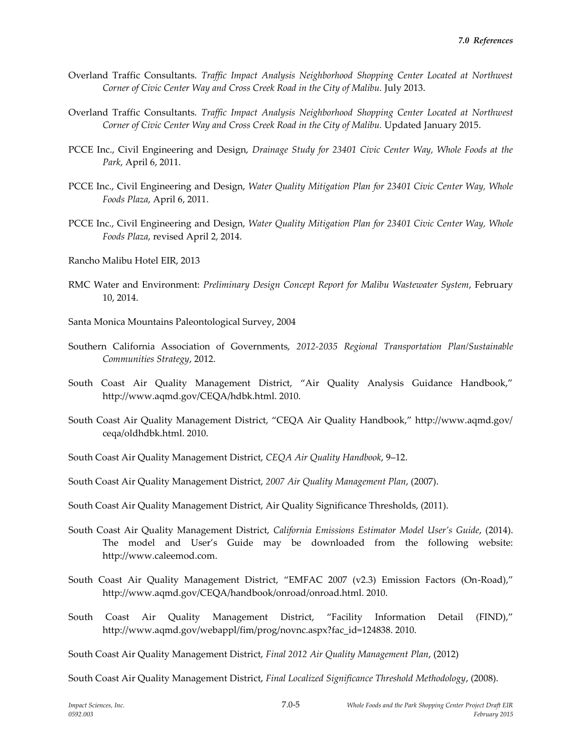Overland Traffic Consultants. *Traffic Impact Analysis Neighborhood Shopping Center Located at Northwest Corner of Civic Center Way and Cross Creek Road in the City of Malibu.* July 2013.

Overland Traffic Consultants. *Traffic Impact Analysis Neighborhood Shopping Center Located at Northwest Corner of Civic Center Way and Cross Creek Road in the City of Malibu.* Updated January 2015.

PCCE Inc., Civil Engineering and Design, *Drainage Study for 23401 Civic Center Way, Whole Foods at the Park*, April 6, 2011.

PCCE Inc., Civil Engineering and Design, *Water Quality Mitigation Plan for 23401 Civic Center Way, Whole Foods Plaza*, April 6, 2011.

PCCE Inc., Civil Engineering and Design, *Water Quality Mitigation Plan for 23401 Civic Center Way, Whole Foods Plaza*, revised April 2, 2014.

Rancho Malibu Hotel EIR, 2013

RMC Water and Environment: *Preliminary Design Concept Report for Malibu Wastewater System*, February 10, 2014.

Santa Monica Mountains Paleontological Survey, 2004

Southern California Association of Governments, *2012-2035 Regional Transportation Plan/Sustainable Communities Strategy*, 2012.

South Coast Air Quality Management District, "Air Quality Analysis Guidance Handbook," http://www.aqmd.gov/CEQA/hdbk.html. 2010.

South Coast Air Quality Management District, "CEQA Air Quality Handbook," http://www.aqmd.gov/ceqa/oldhdbk.html. 2010.

South Coast Air Quality Management District, *CEQA Air Quality Handbook*, 9–12.

South Coast Air Quality Management District, *2007 Air Quality Management Plan*, (2007).

South Coast Air Quality Management District, Air Quality Significance Thresholds, (2011).

South Coast Air Quality Management District, *California Emissions Estimator Model User's Guide*, (2014). The model and User's Guide may be downloaded from the following website: http://www.caleemod.com.

South Coast Air Quality Management District, "EMFAC 2007 (v2.3) Emission Factors (On-Road)," http://www.aqmd.gov/CEQA/handbook/onroad/onroad.html. 2010.

South Coast Air Quality Management District, "Facility Information Detail (FIND)," http://www.aqmd.gov/webappl/fim/prog/novnc.aspx?fac_id=124838. 2010.

South Coast Air Quality Management District, *Final 2012 Air Quality Management Plan*, (2012)

South Coast Air Quality Management District, *Final Localized Significance Threshold Methodology*, (2008).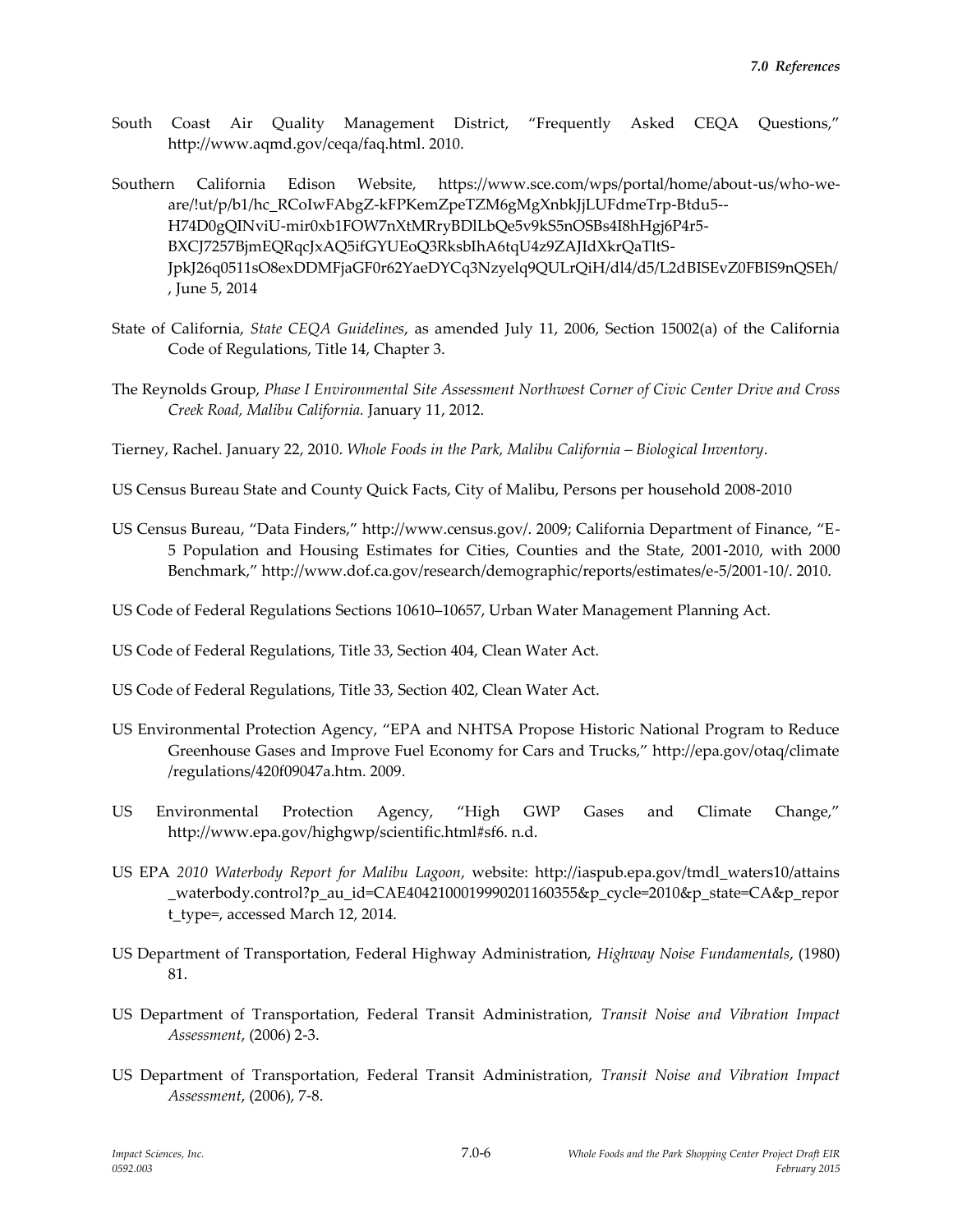South Coast Air Quality Management District, "Frequently Asked CEQA Questions," http://www.aqmd.gov/ceqa/faq.html. 2010.

Southern California Edison Website, https://www.sce.com/wps/portal/home/about-us/who-we-are/!ut/p/b1/hc_RCoIwFAbgZ-kFPKemZpeTZM6gMgXnbkJjLUFdmeTrp-Btdu5--H74D0gQINviU-mir0xb1FOW7nXtMRryBDlLbQe5v9kS5nOSBs4I8hHgj6P4r5-BXCJ7257BjmEQRqcJxAQ5ifGYUEoQ3RksbIhA6tqU4z9ZAJIdXkrQaTltS-JpkJ26q0511sO8exDDMFjaGF0r62YaeDYCq3Nzyelq9QULrQiH/dl4/d5/L2dBISEvZ0FBIS9nQSEh/, June 5, 2014

State of California, *State CEQA Guidelines*, as amended July 11, 2006, Section 15002(a) of the California Code of Regulations, Title 14, Chapter 3.

The Reynolds Group, *Phase I Environmental Site Assessment Northwest Corner of Civic Center Drive and Cross Creek Road, Malibu California.* January 11, 2012.

Tierney, Rachel. January 22, 2010. *Whole Foods in the Park, Malibu California – Biological Inventory*.

US Census Bureau State and County Quick Facts, City of Malibu, Persons per household 2008-2010

US Census Bureau, "Data Finders," http://www.census.gov/. 2009; California Department of Finance, "E-5 Population and Housing Estimates for Cities, Counties and the State, 2001-2010, with 2000 Benchmark," http://www.dof.ca.gov/research/demographic/reports/estimates/e-5/2001-10/. 2010.

US Code of Federal Regulations Sections 10610–10657, Urban Water Management Planning Act.

US Code of Federal Regulations, Title 33, Section 404, Clean Water Act.

US Code of Federal Regulations, Title 33, Section 402, Clean Water Act.

US Environmental Protection Agency, "EPA and NHTSA Propose Historic National Program to Reduce Greenhouse Gases and Improve Fuel Economy for Cars and Trucks," http://epa.gov/otaq/climate/regulations/420f09047a.htm. 2009.

US Environmental Protection Agency, "High GWP Gases and Climate Change," http://www.epa.gov/highgwp/scientific.html#sf6. n.d.

US EPA *2010 Waterbody Report for Malibu Lagoon*, website: http://iaspub.epa.gov/tmdl_waters10/attains_waterbody.control?p_au_id=CAE4042100019990201160355&p_cycle=2010&p_state=CA&p_report_type=, accessed March 12, 2014.

US Department of Transportation, Federal Highway Administration, *Highway Noise Fundamentals*, (1980) 81.

US Department of Transportation, Federal Transit Administration, *Transit Noise and Vibration Impact Assessment*, (2006) 2-3.

US Department of Transportation, Federal Transit Administration, *Transit Noise and Vibration Impact Assessment*, (2006), 7-8.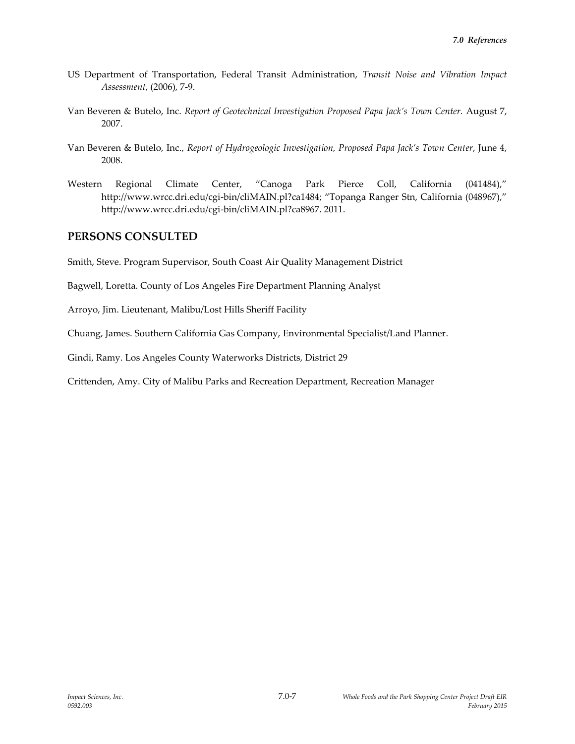US Department of Transportation, Federal Transit Administration, *Transit Noise and Vibration Impact Assessment*, (2006), 7-9.

Van Beveren & Butelo, Inc. *Report of Geotechnical Investigation Proposed Papa Jack's Town Center.* August 7, 2007.

Van Beveren & Butelo, Inc., *Report of Hydrogeologic Investigation, Proposed Papa Jack's Town Center*, June 4, 2008.

Western Regional Climate Center, "Canoga Park Pierce Coll, California (041484)," http://www.wrcc.dri.edu/cgi-bin/cliMAIN.pl?ca1484; "Topanga Ranger Stn, California (048967)," http://www.wrcc.dri.edu/cgi-bin/cliMAIN.pl?ca8967. 2011.

## PERSONS CONSULTED

Smith, Steve. Program Supervisor, South Coast Air Quality Management District

Bagwell, Loretta. County of Los Angeles Fire Department Planning Analyst

Arroyo, Jim. Lieutenant, Malibu/Lost Hills Sheriff Facility

Chuang, James. Southern California Gas Company, Environmental Specialist/Land Planner.

Gindi, Ramy. Los Angeles County Waterworks Districts, District 29

Crittenden, Amy. City of Malibu Parks and Recreation Department, Recreation Manager